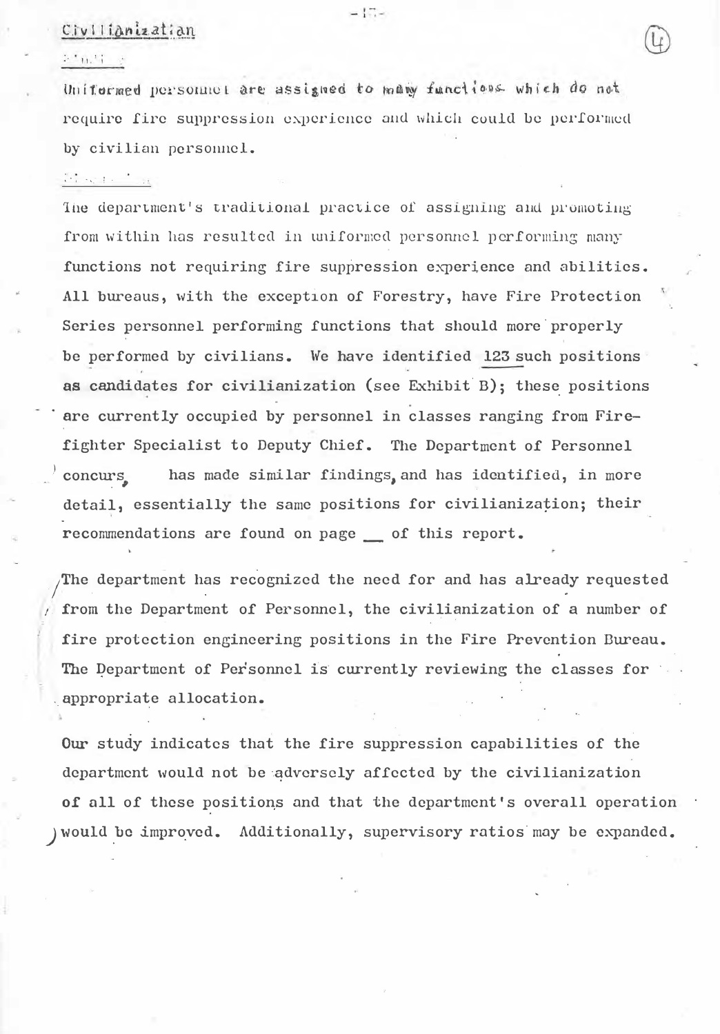## Civilianization

Finding

Uniformed personnel are assigned to many functions which do not require fire suppression experience and which could be performed by civilian personnel.

Discussion

The department's traditional practice of assigning and promoting from within has resulted in uniformed personnel performing many functions not requiring fire suppression experience and abilities. All bureaus, with the exception of Forestry, have Fire Protection Series personnel performing functions that should more properly be performed by civilians. We have identified 123 such positions as candidates for civilianization (see Exhibit B); these positions are currently occupied by personnel in classes ranging from Firefighter Specialist to Deputy Chief. The Department of Personnel concurs, has made similar findings, and has identified, in more detail, essentially the same positions for civilianization; their recommendations are found on page __ of this report.

The department has recognized the need for and has already requested from the Department of Personnel, the civilianization of a number of fire protection engineering positions in the Fire Prevention Bureau. The Department of Personnel is currently reviewing the classes for appropriate allocation.

Our study indicates that the fire suppression capabilities of the department would not be adversely affected by the civilianization of all of these positions and that the department's overall operation would be improved. Additionally, supervisory ratios may be expanded.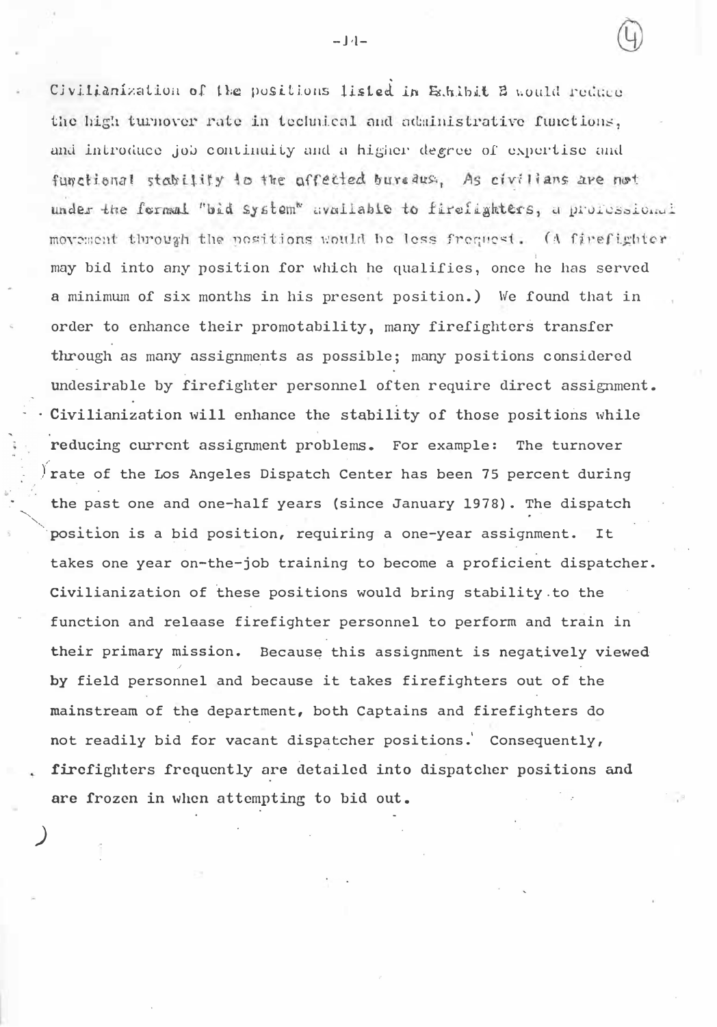Civilianization of the positions listed in Exhibit B would reduce the high turnover rate in technical and administrative functions, and introduce job continuity and a higher degree of expertise and functional stability to the affected bureaus. As civilians are not under the formal "bid system" available to firefighters, a professional movement through the positions would be less frequent. (A firefighter may bid into any position for which he qualifies, once he has served a minimum of six months in his present position.) We found that in order to enhance their promotability, many firefighters transfer through as many assignments as possible; many positions considered undesirable by firefighter personnel often require direct assignment. Civilianization will enhance the stability of those positions while reducing current assignment problems. For example: The turnover rate of the Los Angeles Dispatch Center has been 75 percent during the past one and one-half years (since January 1978). The dispatch position is a bid position, requiring a one-year assignment. It takes one year on-the-job training to become a proficient dispatcher. Civilianization of these positions would bring stability to the function and release firefighter personnel to perform and train in their primary mission. Because this assignment is negatively viewed by field personnel and because it takes firefighters out of the mainstream of the department, both Captains and firefighters do not readily bid for vacant dispatcher positions. Consequently, firefighters frequently are detailed into dispatcher positions and are frozen in when attempting to bid out.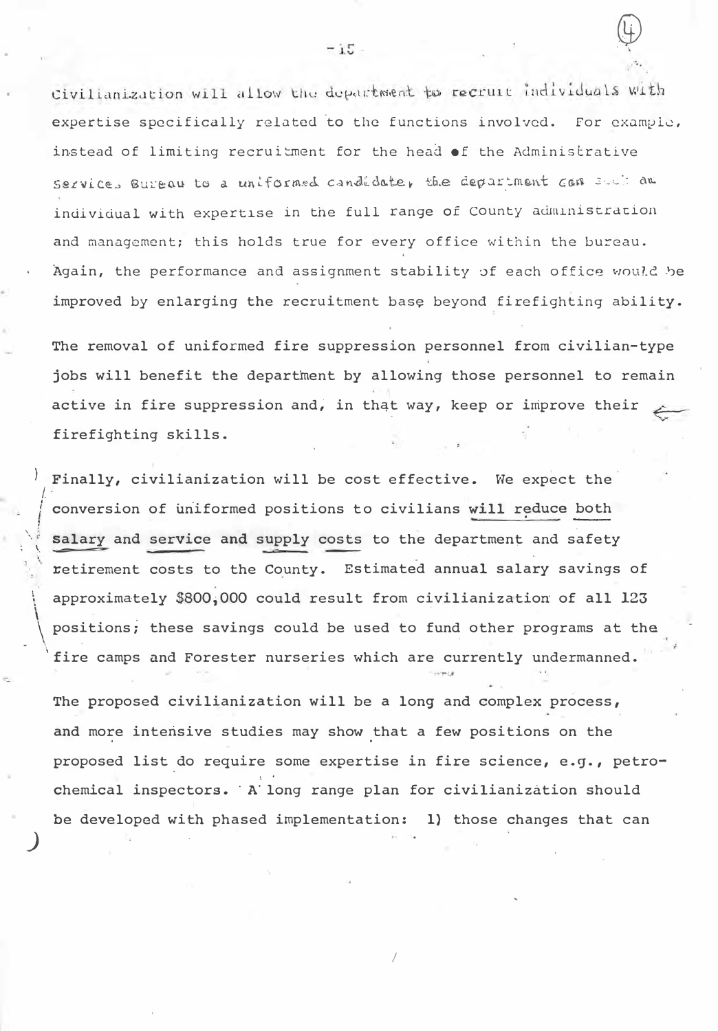Civilianization will allow the department to recruit individuals with expertise specifically related to the functions involved. For example, instead of limiting recruitment for the head of the Administrative Services Bureau to a uniformed candidate, the department can seek an individual with expertise in the full range of County administration and management; this holds true for every office within the bureau. Again, the performance and assignment stability of each office would be improved by enlarging the recruitment base beyond firefighting ability.

The removal of uniformed fire suppression personnel from civilian-type jobs will benefit the department by allowing those personnel to remain active in fire suppression and, in that way, keep or improve their firefighting skills.

Finally, civilianization will be cost effective. We expect the conversion of uniformed positions to civilians will reduce both salary and service and supply costs to the department and safety retirement costs to the County. Estimated annual salary savings of approximately $800,000 could result from civilianization of all 123 positions; these savings could be used to fund other programs at the fire camps and Forester nurseries which are currently undermanned.

The proposed civilianization will be a long and complex process, and more intensive studies may show that a few positions on the proposed list do require some expertise in fire science, e.g., petro-chemical inspectors. A long range plan for civilianization should be developed with phased implementation: 1) those changes that can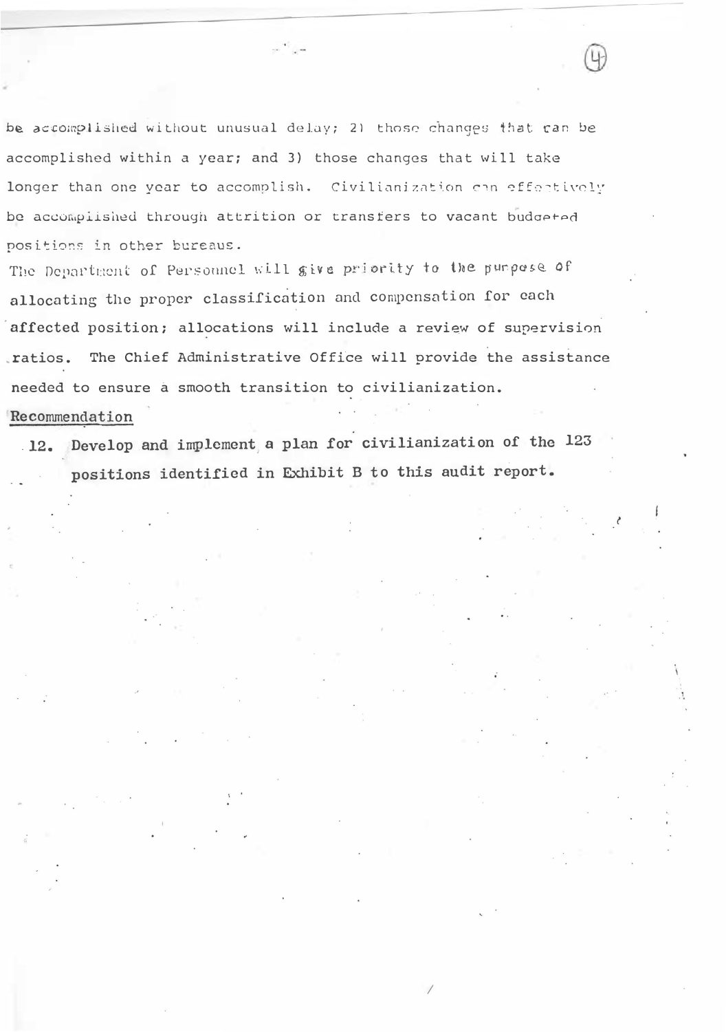be accomplished without unusual delay; 2) those changes that can be accomplished within a year; and 3) those changes that will take longer than one year to accomplish. Civilianization can effectively be accomplished through attrition or transfers to vacant budgeted positions in other bureaus.

The Department of Personnel will give priority to the purpose of allocating the proper classification and compensation for each affected position; allocations will include a review of supervision ratios. The Chief Administrative Office will provide the assistance needed to ensure a smooth transition to civilianization.

Recommendation

**12. Develop and implement a plan for civilianization of the 123 positions identified in Exhibit B to this audit report.**